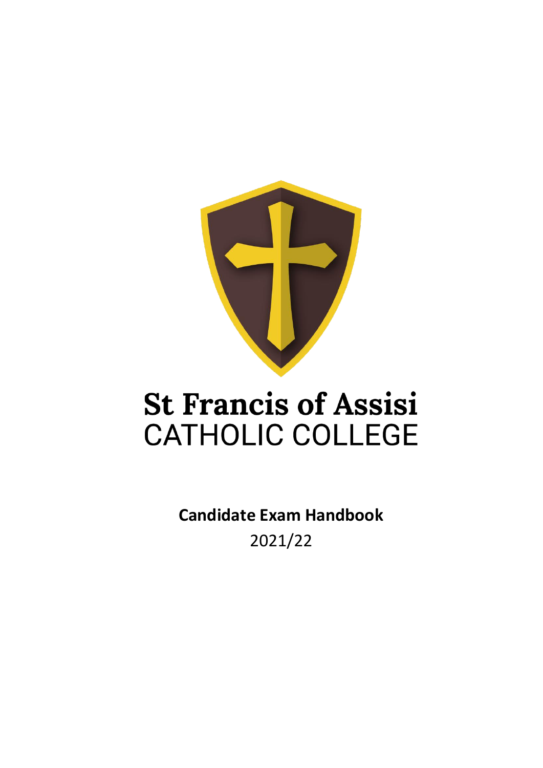# St Francis of Assisi CATHOLIC COLLEGE

**Candidate Exam Handbook**

2021/22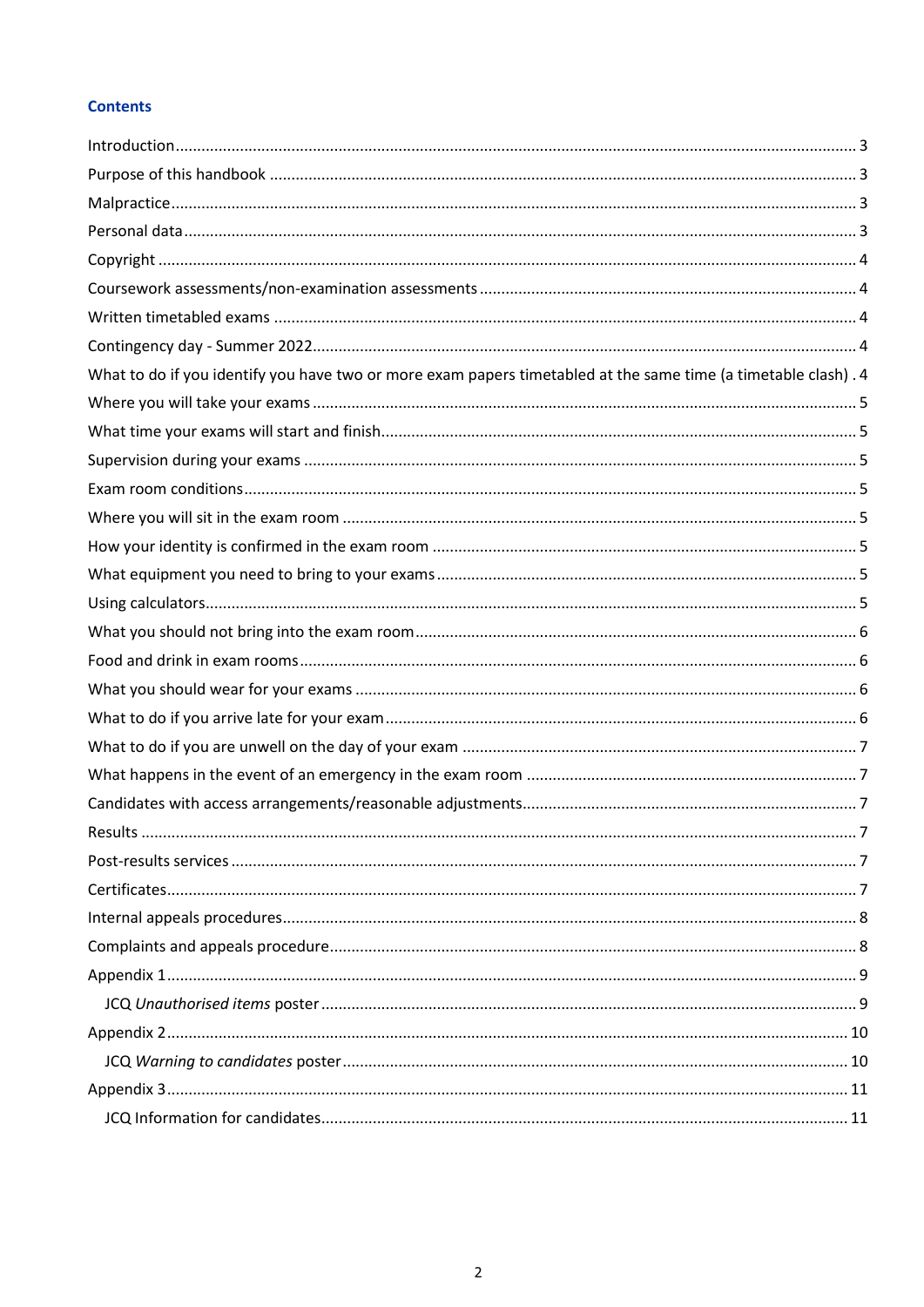## Contents

Introduction ........................................................................................................................................ 3
Purpose of this handbook ................................................................................................................... 3
Malpractice .......................................................................................................................................... 3
Personal data ....................................................................................................................................... 3
Copyright ............................................................................................................................................. 4
Coursework assessments/non-examination assessments ................................................................... 4
Written timetabled exams .................................................................................................................. 4
Contingency day - Summer 2022 ......................................................................................................... 4
What to do if you identify you have two or more exam papers timetabled at the same time (a timetable clash) . 4
Where you will take your exams ......................................................................................................... 5
What time your exams will start and finish ......................................................................................... 5
Supervision during your exams ........................................................................................................... 5
Exam room conditions ......................................................................................................................... 5
Where you will sit in the exam room .................................................................................................. 5
How your identity is confirmed in the exam room ............................................................................. 5
What equipment you need to bring to your exams ............................................................................ 5
Using calculators .................................................................................................................................. 5
What you should not bring into the exam room ................................................................................. 6
Food and drink in exam rooms ............................................................................................................ 6
What you should wear for your exams ............................................................................................... 6
What to do if you arrive late for your exam ........................................................................................ 6
What to do if you are unwell on the day of your exam ....................................................................... 7
What happens in the event of an emergency in the exam room ........................................................ 7
Candidates with access arrangements/reasonable adjustments ......................................................... 7
Results ................................................................................................................................................. 7
Post-results services ............................................................................................................................ 7
Certificates .......................................................................................................................................... 7
Internal appeals procedures ................................................................................................................ 8
Complaints and appeals procedure ..................................................................................................... 8
Appendix 1 .......................................................................................................................................... 9
- JCQ *Unauthorised items* poster ......................................................................................................... 9

Appendix 2 .......................................................................................................................................... 10
- JCQ *Warning to candidates* poster .................................................................................................. 10

Appendix 3 .......................................................................................................................................... 11
- JCQ Information for candidates ........................................................................................................ 11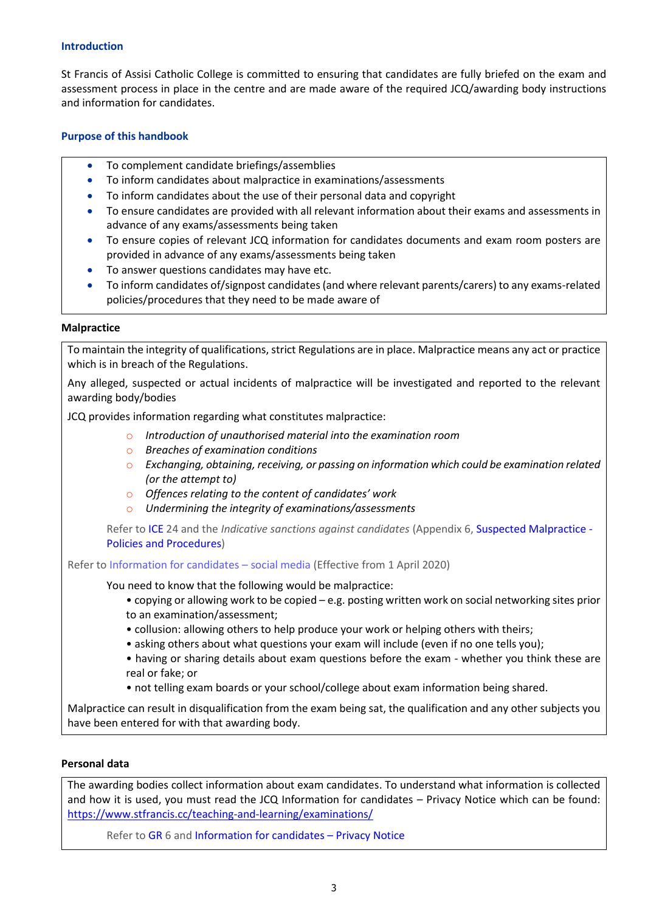## Introduction

St Francis of Assisi Catholic College is committed to ensuring that candidates are fully briefed on the exam and assessment process in place in the centre and are made aware of the required JCQ/awarding body instructions and information for candidates.

## Purpose of this handbook

- To complement candidate briefings/assemblies
- To inform candidates about malpractice in examinations/assessments
- To inform candidates about the use of their personal data and copyright
- To ensure candidates are provided with all relevant information about their exams and assessments in advance of any exams/assessments being taken
- To ensure copies of relevant JCQ information for candidates documents and exam room posters are provided in advance of any exams/assessments being taken
- To answer questions candidates may have etc.
- To inform candidates of/signpost candidates (and where relevant parents/carers) to any exams-related policies/procedures that they need to be made aware of

### Malpractice

To maintain the integrity of qualifications, strict Regulations are in place. Malpractice means any act or practice which is in breach of the Regulations.

Any alleged, suspected or actual incidents of malpractice will be investigated and reported to the relevant awarding body/bodies

JCQ provides information regarding what constitutes malpractice:

- *Introduction of unauthorised material into the examination room*
- *Breaches of examination conditions*
- *Exchanging, obtaining, receiving, or passing on information which could be examination related (or the attempt to)*
- *Offences relating to the content of candidates' work*
- *Undermining the integrity of examinations/assessments*

Refer to ICE 24 and the *Indicative sanctions against candidates* (Appendix 6, Suspected Malpractice - Policies and Procedures)

Refer to Information for candidates – social media (Effective from 1 April 2020)

You need to know that the following would be malpractice:

- copying or allowing work to be copied – e.g. posting written work on social networking sites prior to an examination/assessment;
- collusion: allowing others to help produce your work or helping others with theirs;
- asking others about what questions your exam will include (even if no one tells you);
- having or sharing details about exam questions before the exam - whether you think these are real or fake; or
- not telling exam boards or your school/college about exam information being shared.

Malpractice can result in disqualification from the exam being sat, the qualification and any other subjects you have been entered for with that awarding body.

### Personal data

The awarding bodies collect information about exam candidates. To understand what information is collected and how it is used, you must read the JCQ Information for candidates – Privacy Notice which can be found: https://www.stfrancis.cc/teaching-and-learning/examinations/

Refer to GR 6 and Information for candidates – Privacy Notice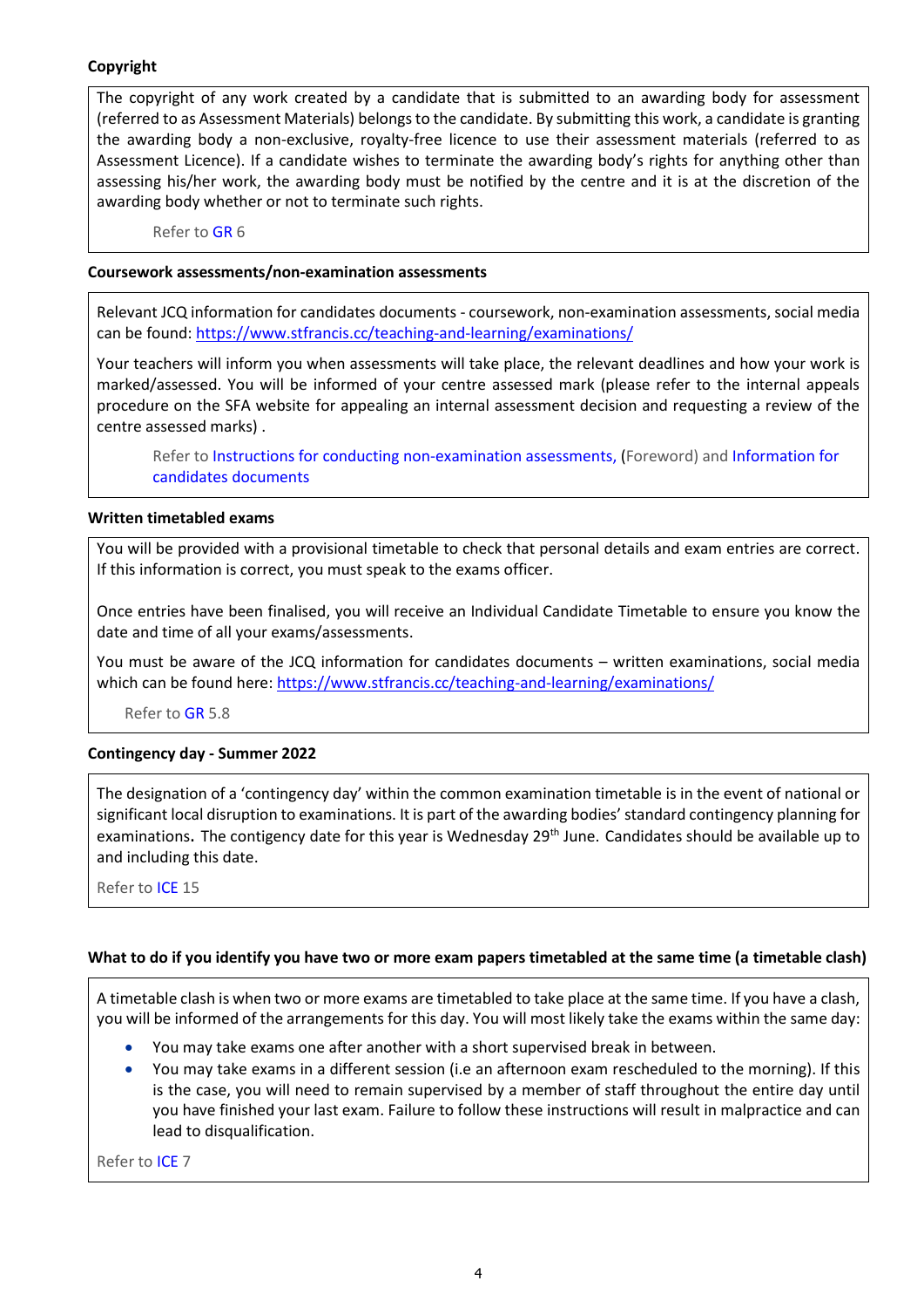**Copyright**

The copyright of any work created by a candidate that is submitted to an awarding body for assessment (referred to as Assessment Materials) belongs to the candidate. By submitting this work, a candidate is granting the awarding body a non-exclusive, royalty-free licence to use their assessment materials (referred to as Assessment Licence). If a candidate wishes to terminate the awarding body's rights for anything other than assessing his/her work, the awarding body must be notified by the centre and it is at the discretion of the awarding body whether or not to terminate such rights.

Refer to GR 6

**Coursework assessments/non-examination assessments**

Relevant JCQ information for candidates documents - coursework, non-examination assessments, social media can be found: https://www.stfrancis.cc/teaching-and-learning/examinations/

Your teachers will inform you when assessments will take place, the relevant deadlines and how your work is marked/assessed. You will be informed of your centre assessed mark (please refer to the internal appeals procedure on the SFA website for appealing an internal assessment decision and requesting a review of the centre assessed marks) .

Refer to Instructions for conducting non-examination assessments, (Foreword) and Information for candidates documents

**Written timetabled exams**

You will be provided with a provisional timetable to check that personal details and exam entries are correct. If this information is correct, you must speak to the exams officer.

Once entries have been finalised, you will receive an Individual Candidate Timetable to ensure you know the date and time of all your exams/assessments.

You must be aware of the JCQ information for candidates documents – written examinations, social media which can be found here: https://www.stfrancis.cc/teaching-and-learning/examinations/

Refer to GR 5.8

**Contingency day - Summer 2022**

The designation of a 'contingency day' within the common examination timetable is in the event of national or significant local disruption to examinations. It is part of the awarding bodies' standard contingency planning for examinations. The contigency date for this year is Wednesday 29th June. Candidates should be available up to and including this date.

Refer to ICE 15

**What to do if you identify you have two or more exam papers timetabled at the same time (a timetable clash)**

A timetable clash is when two or more exams are timetabled to take place at the same time. If you have a clash, you will be informed of the arrangements for this day. You will most likely take the exams within the same day:

- You may take exams one after another with a short supervised break in between.
- You may take exams in a different session (i.e an afternoon exam rescheduled to the morning). If this is the case, you will need to remain supervised by a member of staff throughout the entire day until you have finished your last exam. Failure to follow these instructions will result in malpractice and can lead to disqualification.

Refer to ICE 7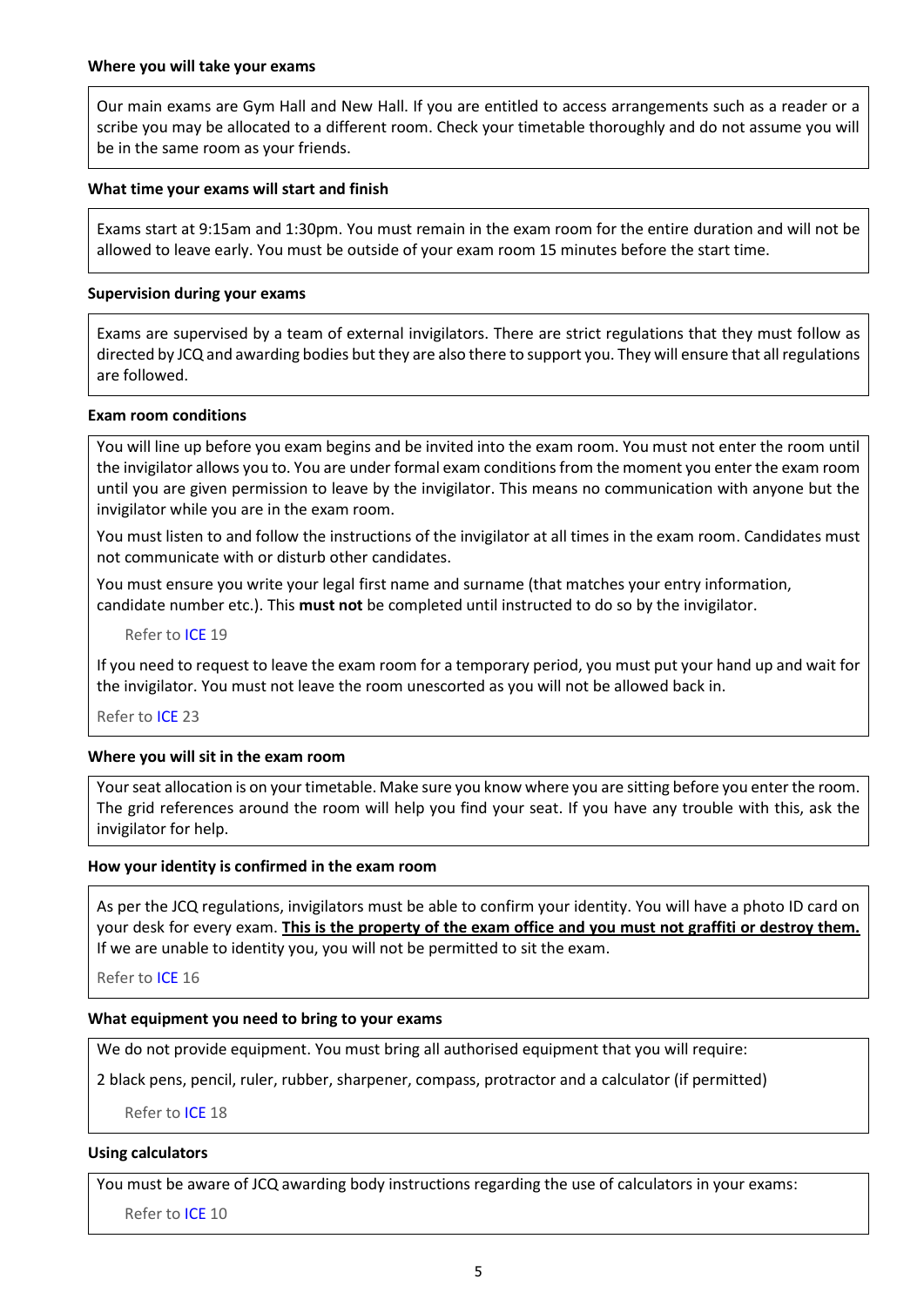**Where you will take your exams**

Our main exams are Gym Hall and New Hall. If you are entitled to access arrangements such as a reader or a scribe you may be allocated to a different room. Check your timetable thoroughly and do not assume you will be in the same room as your friends.

**What time your exams will start and finish**

Exams start at 9:15am and 1:30pm. You must remain in the exam room for the entire duration and will not be allowed to leave early. You must be outside of your exam room 15 minutes before the start time.

**Supervision during your exams**

Exams are supervised by a team of external invigilators. There are strict regulations that they must follow as directed by JCQ and awarding bodies but they are also there to support you. They will ensure that all regulations are followed.

**Exam room conditions**

You will line up before you exam begins and be invited into the exam room. You must not enter the room until the invigilator allows you to. You are under formal exam conditions from the moment you enter the exam room until you are given permission to leave by the invigilator. This means no communication with anyone but the invigilator while you are in the exam room.

You must listen to and follow the instructions of the invigilator at all times in the exam room. Candidates must not communicate with or disturb other candidates.

You must ensure you write your legal first name and surname (that matches your entry information, candidate number etc.). This **must not** be completed until instructed to do so by the invigilator.

Refer to ICE 19

If you need to request to leave the exam room for a temporary period, you must put your hand up and wait for the invigilator. You must not leave the room unescorted as you will not be allowed back in.

Refer to ICE 23

**Where you will sit in the exam room**

Your seat allocation is on your timetable. Make sure you know where you are sitting before you enter the room. The grid references around the room will help you find your seat. If you have any trouble with this, ask the invigilator for help.

**How your identity is confirmed in the exam room**

As per the JCQ regulations, invigilators must be able to confirm your identity. You will have a photo ID card on your desk for every exam. **This is the property of the exam office and you must not graffiti or destroy them.** If we are unable to identity you, you will not be permitted to sit the exam.

Refer to ICE 16

**What equipment you need to bring to your exams**

We do not provide equipment. You must bring all authorised equipment that you will require:

2 black pens, pencil, ruler, rubber, sharpener, compass, protractor and a calculator (if permitted)

Refer to ICE 18

**Using calculators**

You must be aware of JCQ awarding body instructions regarding the use of calculators in your exams:

Refer to ICE 10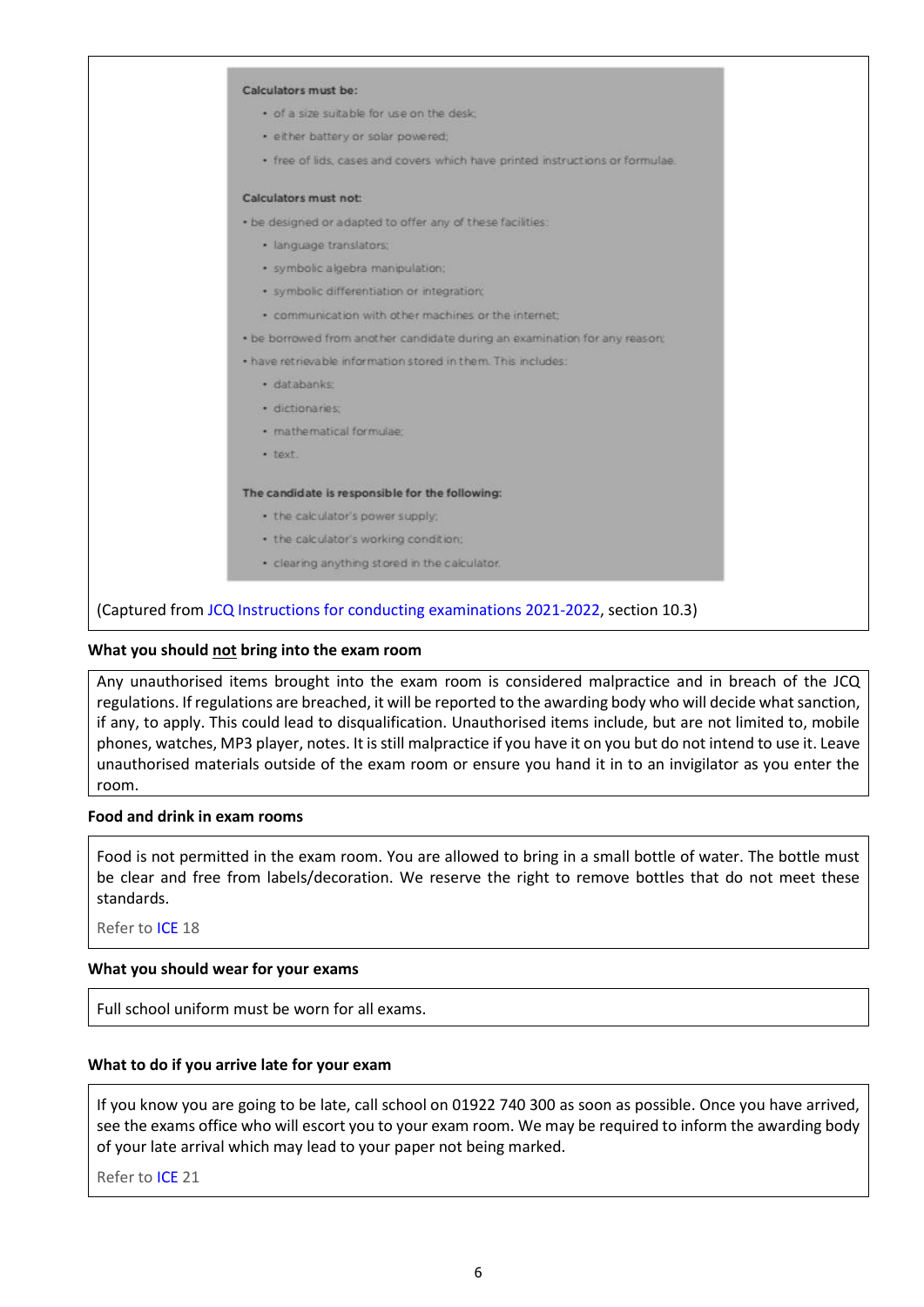**Calculators must be:**

- of a size suitable for use on the desk;
- either battery or solar powered;
- free of lids, cases and covers which have printed instructions or formulae.

**Calculators must not:**

- be designed or adapted to offer any of these facilities:
  - language translators;
  - symbolic algebra manipulation;
  - symbolic differentiation or integration;
  - communication with other machines or the internet;
- be borrowed from another candidate during an examination for any reason;
- have retrievable information stored in them. This includes:
  - databanks;
  - dictionaries;
  - mathematical formulae;
  - text.

**The candidate is responsible for the following:**

- the calculator's power supply;
- the calculator's working condition;
- clearing anything stored in the calculator.

(Captured from JCQ Instructions for conducting examinations 2021-2022, section 10.3)

**What you should not bring into the exam room**

Any unauthorised items brought into the exam room is considered malpractice and in breach of the JCQ regulations. If regulations are breached, it will be reported to the awarding body who will decide what sanction, if any, to apply. This could lead to disqualification. Unauthorised items include, but are not limited to, mobile phones, watches, MP3 player, notes. It is still malpractice if you have it on you but do not intend to use it. Leave unauthorised materials outside of the exam room or ensure you hand it in to an invigilator as you enter the room.

**Food and drink in exam rooms**

Food is not permitted in the exam room. You are allowed to bring in a small bottle of water. The bottle must be clear and free from labels/decoration. We reserve the right to remove bottles that do not meet these standards.

Refer to ICE 18

**What you should wear for your exams**

Full school uniform must be worn for all exams.

**What to do if you arrive late for your exam**

If you know you are going to be late, call school on 01922 740 300 as soon as possible. Once you have arrived, see the exams office who will escort you to your exam room. We may be required to inform the awarding body of your late arrival which may lead to your paper not being marked.

Refer to ICE 21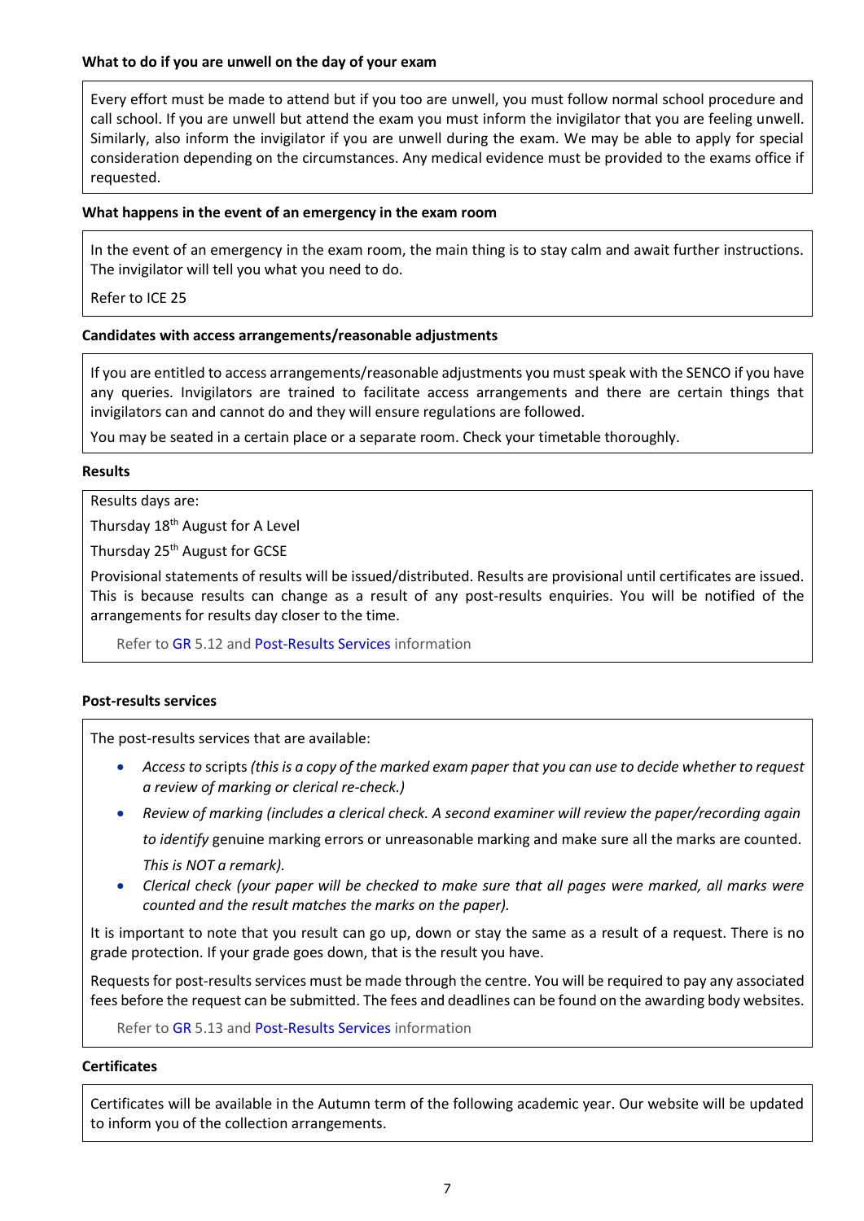**What to do if you are unwell on the day of your exam**

Every effort must be made to attend but if you too are unwell, you must follow normal school procedure and call school. If you are unwell but attend the exam you must inform the invigilator that you are feeling unwell. Similarly, also inform the invigilator if you are unwell during the exam. We may be able to apply for special consideration depending on the circumstances. Any medical evidence must be provided to the exams office if requested.

**What happens in the event of an emergency in the exam room**

In the event of an emergency in the exam room, the main thing is to stay calm and await further instructions. The invigilator will tell you what you need to do.

Refer to ICE 25

**Candidates with access arrangements/reasonable adjustments**

If you are entitled to access arrangements/reasonable adjustments you must speak with the SENCO if you have any queries. Invigilators are trained to facilitate access arrangements and there are certain things that invigilators can and cannot do and they will ensure regulations are followed.

You may be seated in a certain place or a separate room. Check your timetable thoroughly.

**Results**

Results days are:

Thursday 18th August for A Level

Thursday 25th August for GCSE

Provisional statements of results will be issued/distributed. Results are provisional until certificates are issued. This is because results can change as a result of any post-results enquiries. You will be notified of the arrangements for results day closer to the time.

Refer to GR 5.12 and Post-Results Services information

**Post-results services**

The post-results services that are available:

- *Access to* scripts *(this is a copy of the marked exam paper that you can use to decide whether to request a review of marking or clerical re-check.)*
- *Review of marking (includes a clerical check. A second examiner will review the paper/recording again to identify* genuine marking errors or unreasonable marking and make sure all the marks are counted. *This is NOT a remark).*
- *Clerical check (your paper will be checked to make sure that all pages were marked, all marks were counted and the result matches the marks on the paper).*

It is important to note that you result can go up, down or stay the same as a result of a request. There is no grade protection. If your grade goes down, that is the result you have.

Requests for post-results services must be made through the centre. You will be required to pay any associated fees before the request can be submitted. The fees and deadlines can be found on the awarding body websites.

Refer to GR 5.13 and Post-Results Services information

**Certificates**

Certificates will be available in the Autumn term of the following academic year. Our website will be updated to inform you of the collection arrangements.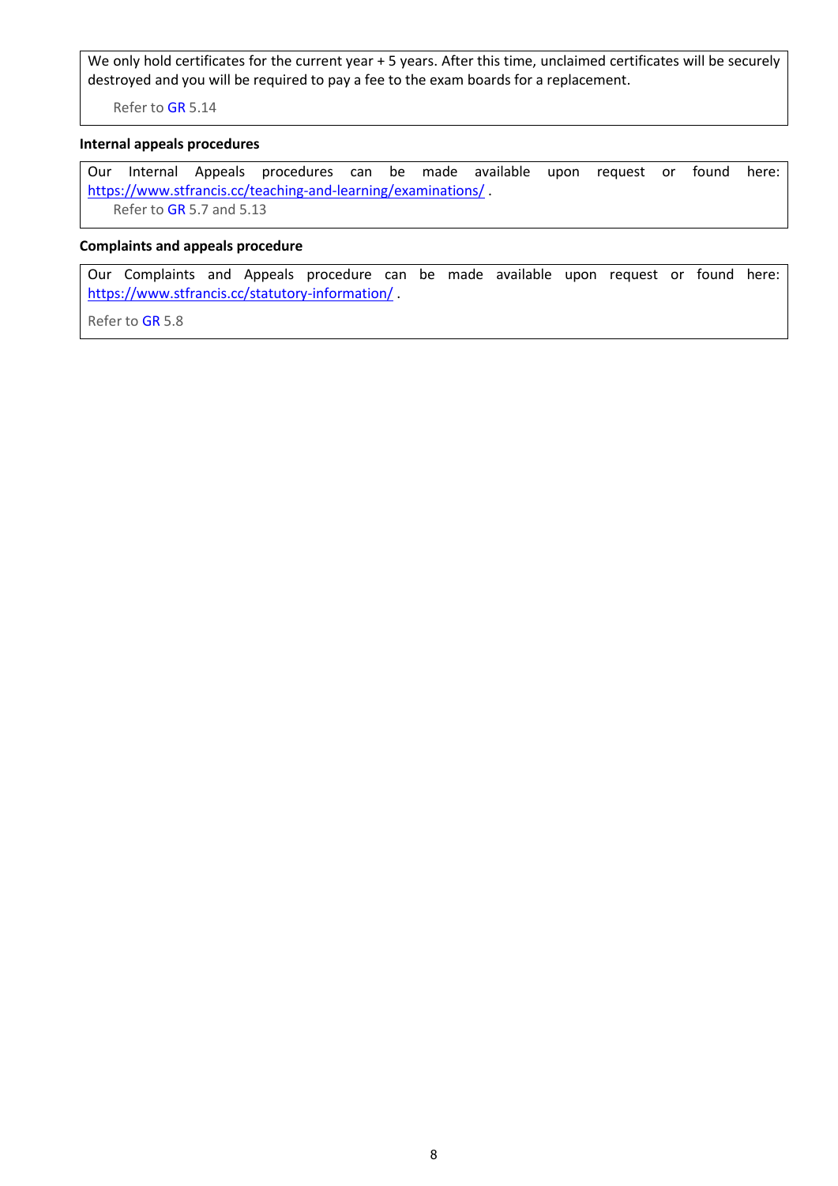We only hold certificates for the current year + 5 years. After this time, unclaimed certificates will be securely destroyed and you will be required to pay a fee to the exam boards for a replacement.

Refer to GR 5.14

**Internal appeals procedures**

Our Internal Appeals procedures can be made available upon request or found here: https://www.stfrancis.cc/teaching-and-learning/examinations/ .

Refer to GR 5.7 and 5.13

**Complaints and appeals procedure**

Our Complaints and Appeals procedure can be made available upon request or found here: https://www.stfrancis.cc/statutory-information/ .

Refer to GR 5.8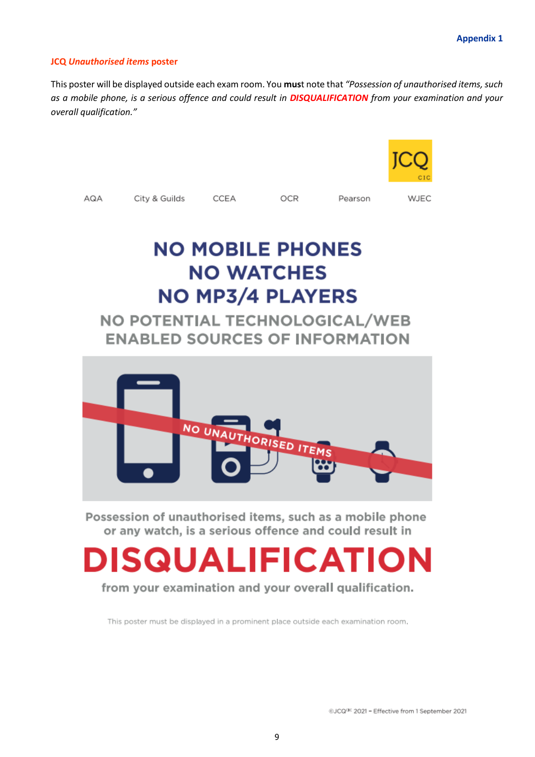**Appendix 1**

**JCQ *Unauthorised items* poster**

This poster will be displayed outside each exam room. You **mus**t note that *"Possession of unauthorised items, such as a mobile phone, is a serious offence and could result in* ***DISQUALIFICATION*** *from your examination and your overall qualification."*

JCQ CIC

AQA    City & Guilds    CCEA    OCR    Pearson    WJEC

# NO MOBILE PHONES
# NO WATCHES
# NO MP3/4 PLAYERS

## NO POTENTIAL TECHNOLOGICAL/WEB ENABLED SOURCES OF INFORMATION

NO UNAUTHORISED ITEMS

**Possession of unauthorised items, such as a mobile phone or any watch, is a serious offence and could result in**

# DISQUALIFICATION

**from your examination and your overall qualification.**

This poster must be displayed in a prominent place outside each examination room.

©JCQ[CIC] 2021 – Effective from 1 September 2021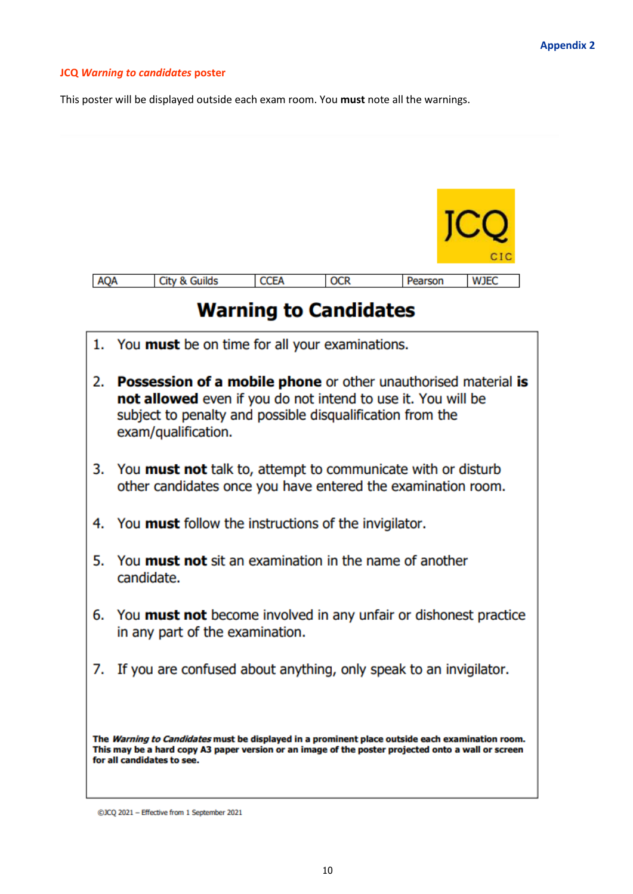Appendix 2

## JCQ *Warning to candidates* poster

This poster will be displayed outside each exam room. You **must** note all the warnings.

JCQ CIC

| AQA | City & Guilds | CCEA | OCR | Pearson | WJEC |
|---|---|---|---|---|---|

# Warning to Candidates

1. You **must** be on time for all your examinations.

2. **Possession of a mobile phone** or other unauthorised material **is not allowed** even if you do not intend to use it. You will be subject to penalty and possible disqualification from the exam/qualification.

3. You **must not** talk to, attempt to communicate with or disturb other candidates once you have entered the examination room.

4. You **must** follow the instructions of the invigilator.

5. You **must not** sit an examination in the name of another candidate.

6. You **must not** become involved in any unfair or dishonest practice in any part of the examination.

7. If you are confused about anything, only speak to an invigilator.

**The *Warning to Candidates* must be displayed in a prominent place outside each examination room. This may be a hard copy A3 paper version or an image of the poster projected onto a wall or screen for all candidates to see.**

©JCQ 2021 – Effective from 1 September 2021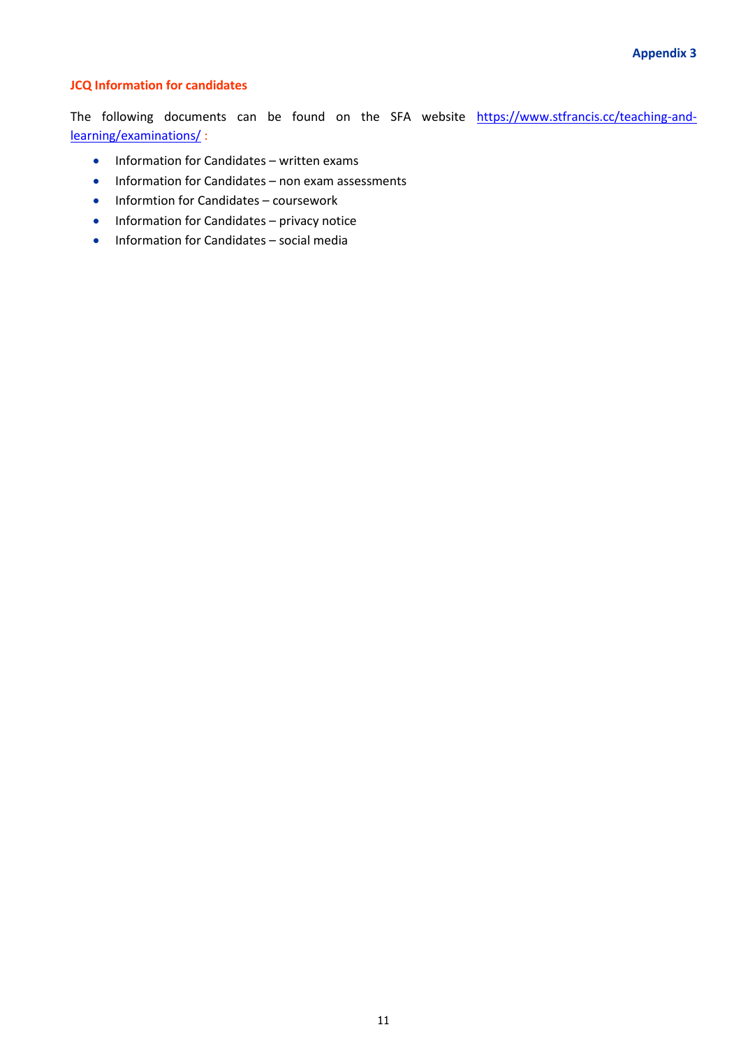**Appendix 3**

## JCQ Information for candidates

The following documents can be found on the SFA website [https://www.stfrancis.cc/teaching-and-learning/examinations/](https://www.stfrancis.cc/teaching-and-learning/examinations/) :

- Information for Candidates – written exams
- Information for Candidates – non exam assessments
- Informtion for Candidates – coursework
- Information for Candidates – privacy notice
- Information for Candidates – social media